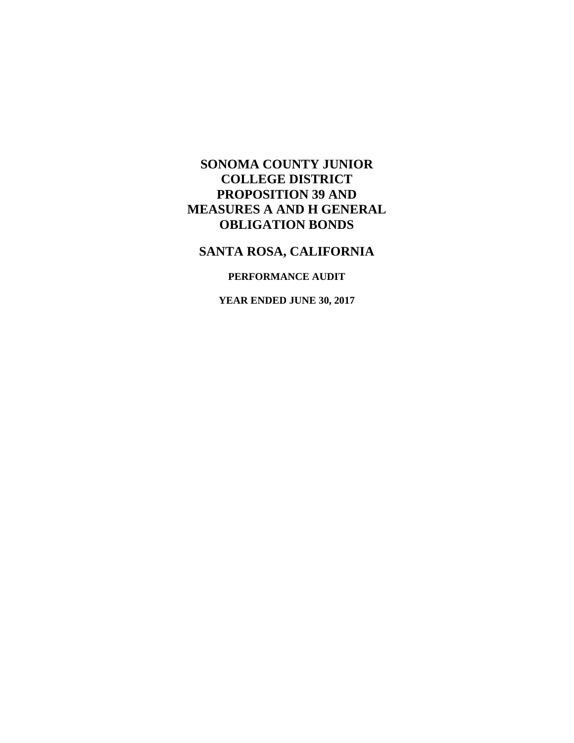# SONOMA COUNTY JUNIOR COLLEGE DISTRICT PROPOSITION 39 AND MEASURES A AND H GENERAL OBLIGATION BONDS

## SANTA ROSA, CALIFORNIA

### PERFORMANCE AUDIT

### YEAR ENDED JUNE 30, 2017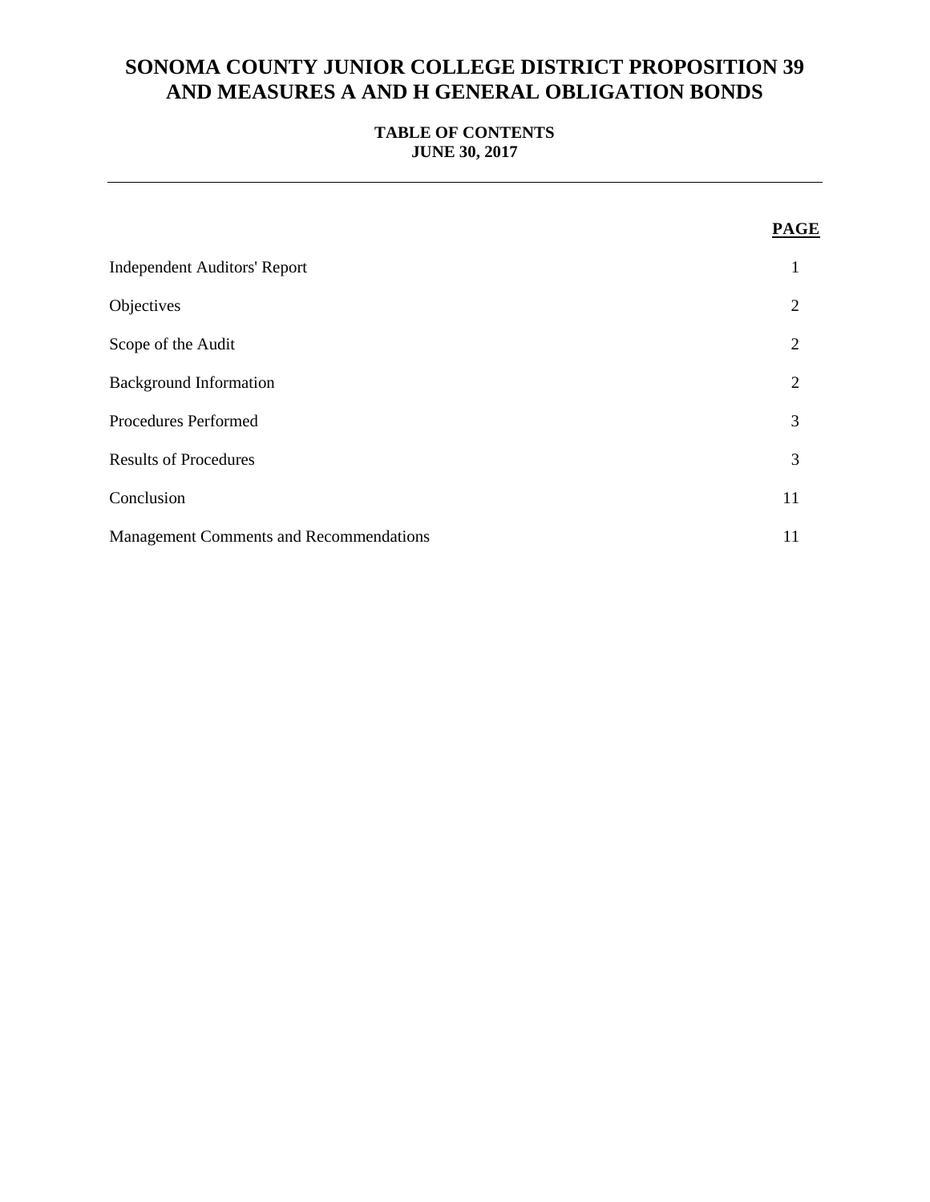# SONOMA COUNTY JUNIOR COLLEGE DISTRICT PROPOSITION 39 AND MEASURES A AND H GENERAL OBLIGATION BONDS

## TABLE OF CONTENTS
## JUNE 30, 2017

| | PAGE |
|---|---|
| Independent Auditors' Report | 1 |
| Objectives | 2 |
| Scope of the Audit | 2 |
| Background Information | 2 |
| Procedures Performed | 3 |
| Results of Procedures | 3 |
| Conclusion | 11 |
| Management Comments and Recommendations | 11 |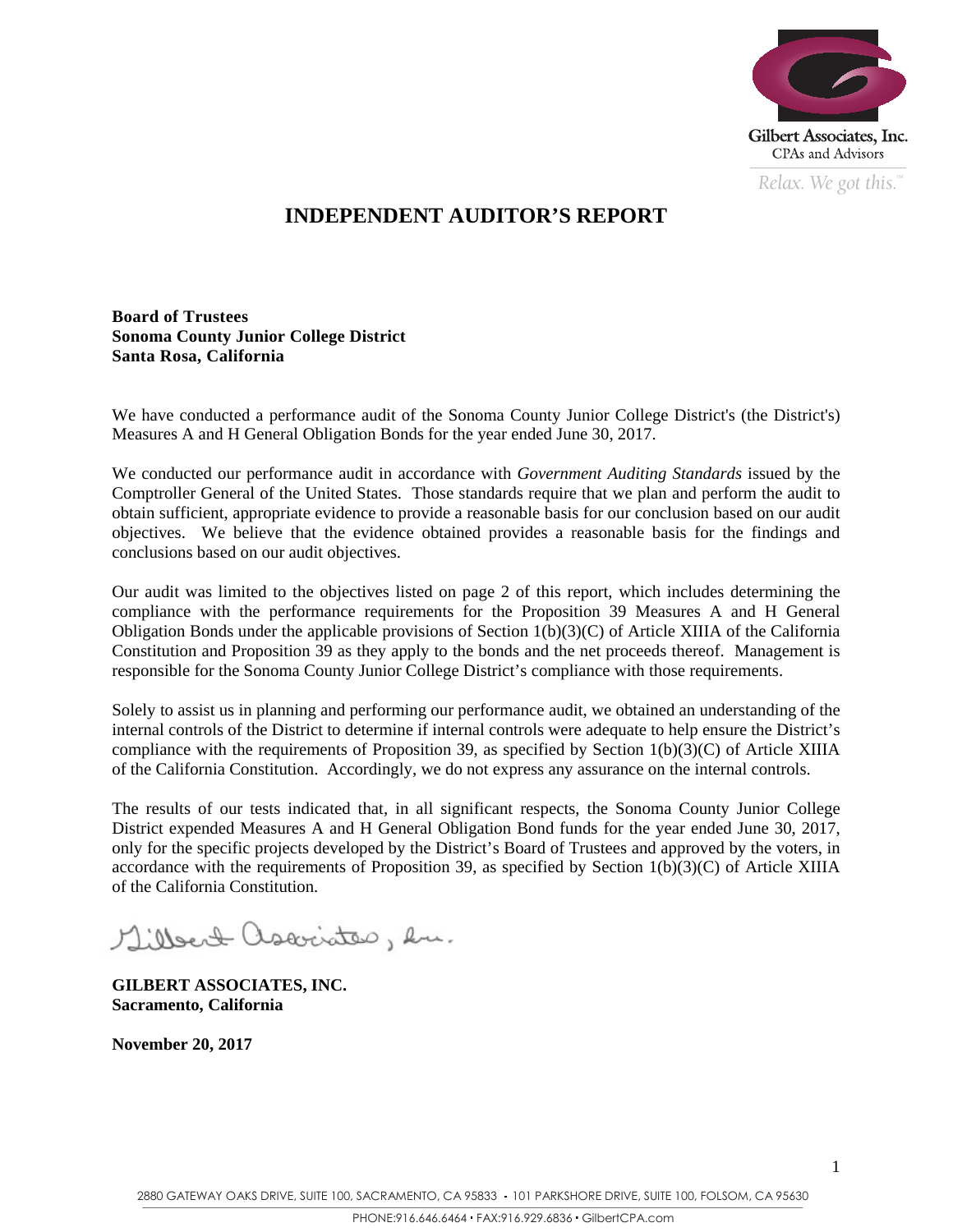# INDEPENDENT AUDITOR'S REPORT

**Board of Trustees**
**Sonoma County Junior College District**
**Santa Rosa, California**

We have conducted a performance audit of the Sonoma County Junior College District's (the District's) Measures A and H General Obligation Bonds for the year ended June 30, 2017.

We conducted our performance audit in accordance with *Government Auditing Standards* issued by the Comptroller General of the United States. Those standards require that we plan and perform the audit to obtain sufficient, appropriate evidence to provide a reasonable basis for our conclusion based on our audit objectives. We believe that the evidence obtained provides a reasonable basis for the findings and conclusions based on our audit objectives.

Our audit was limited to the objectives listed on page 2 of this report, which includes determining the compliance with the performance requirements for the Proposition 39 Measures A and H General Obligation Bonds under the applicable provisions of Section 1(b)(3)(C) of Article XIIIA of the California Constitution and Proposition 39 as they apply to the bonds and the net proceeds thereof. Management is responsible for the Sonoma County Junior College District's compliance with those requirements.

Solely to assist us in planning and performing our performance audit, we obtained an understanding of the internal controls of the District to determine if internal controls were adequate to help ensure the District's compliance with the requirements of Proposition 39, as specified by Section 1(b)(3)(C) of Article XIIIA of the California Constitution. Accordingly, we do not express any assurance on the internal controls.

The results of our tests indicated that, in all significant respects, the Sonoma County Junior College District expended Measures A and H General Obligation Bond funds for the year ended June 30, 2017, only for the specific projects developed by the District's Board of Trustees and approved by the voters, in accordance with the requirements of Proposition 39, as specified by Section 1(b)(3)(C) of Article XIIIA of the California Constitution.

Gilbert Associates, Inc.

**GILBERT ASSOCIATES, INC.**
**Sacramento, California**

**November 20, 2017**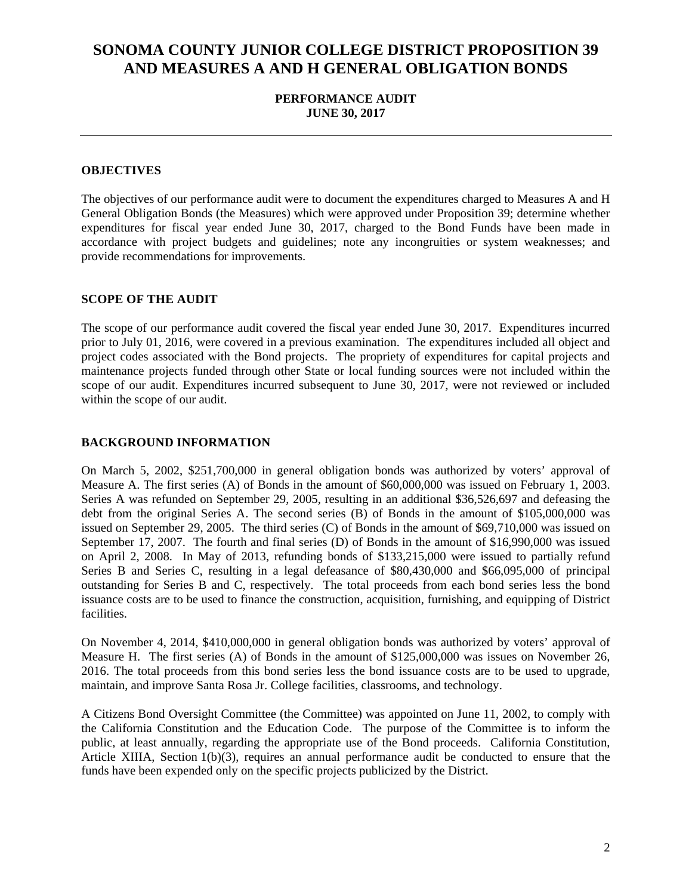# SONOMA COUNTY JUNIOR COLLEGE DISTRICT PROPOSITION 39 AND MEASURES A AND H GENERAL OBLIGATION BONDS

**PERFORMANCE AUDIT**
**JUNE 30, 2017**

---

## OBJECTIVES

The objectives of our performance audit were to document the expenditures charged to Measures A and H General Obligation Bonds (the Measures) which were approved under Proposition 39; determine whether expenditures for fiscal year ended June 30, 2017, charged to the Bond Funds have been made in accordance with project budgets and guidelines; note any incongruities or system weaknesses; and provide recommendations for improvements.

## SCOPE OF THE AUDIT

The scope of our performance audit covered the fiscal year ended June 30, 2017. Expenditures incurred prior to July 01, 2016, were covered in a previous examination. The expenditures included all object and project codes associated with the Bond projects. The propriety of expenditures for capital projects and maintenance projects funded through other State or local funding sources were not included within the scope of our audit. Expenditures incurred subsequent to June 30, 2017, were not reviewed or included within the scope of our audit.

## BACKGROUND INFORMATION

On March 5, 2002, $251,700,000 in general obligation bonds was authorized by voters' approval of Measure A. The first series (A) of Bonds in the amount of $60,000,000 was issued on February 1, 2003. Series A was refunded on September 29, 2005, resulting in an additional $36,526,697 and defeasing the debt from the original Series A. The second series (B) of Bonds in the amount of $105,000,000 was issued on September 29, 2005. The third series (C) of Bonds in the amount of $69,710,000 was issued on September 17, 2007. The fourth and final series (D) of Bonds in the amount of $16,990,000 was issued on April 2, 2008. In May of 2013, refunding bonds of $133,215,000 were issued to partially refund Series B and Series C, resulting in a legal defeasance of $80,430,000 and $66,095,000 of principal outstanding for Series B and C, respectively. The total proceeds from each bond series less the bond issuance costs are to be used to finance the construction, acquisition, furnishing, and equipping of District facilities.

On November 4, 2014, $410,000,000 in general obligation bonds was authorized by voters' approval of Measure H. The first series (A) of Bonds in the amount of $125,000,000 was issues on November 26, 2016. The total proceeds from this bond series less the bond issuance costs are to be used to upgrade, maintain, and improve Santa Rosa Jr. College facilities, classrooms, and technology.

A Citizens Bond Oversight Committee (the Committee) was appointed on June 11, 2002, to comply with the California Constitution and the Education Code. The purpose of the Committee is to inform the public, at least annually, regarding the appropriate use of the Bond proceeds. California Constitution, Article XIIIA, Section 1(b)(3), requires an annual performance audit be conducted to ensure that the funds have been expended only on the specific projects publicized by the District.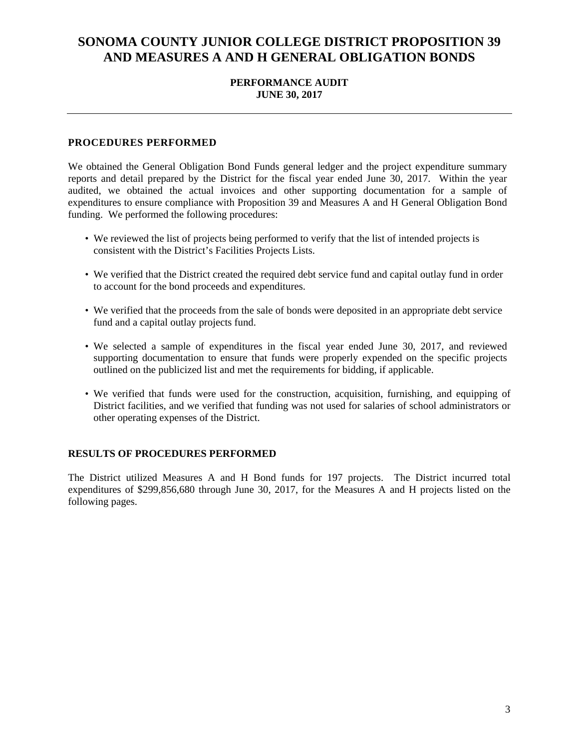# SONOMA COUNTY JUNIOR COLLEGE DISTRICT PROPOSITION 39 AND MEASURES A AND H GENERAL OBLIGATION BONDS

**PERFORMANCE AUDIT**
**JUNE 30, 2017**

---

## PROCEDURES PERFORMED

We obtained the General Obligation Bond Funds general ledger and the project expenditure summary reports and detail prepared by the District for the fiscal year ended June 30, 2017. Within the year audited, we obtained the actual invoices and other supporting documentation for a sample of expenditures to ensure compliance with Proposition 39 and Measures A and H General Obligation Bond funding. We performed the following procedures:

- We reviewed the list of projects being performed to verify that the list of intended projects is consistent with the District's Facilities Projects Lists.
- We verified that the District created the required debt service fund and capital outlay fund in order to account for the bond proceeds and expenditures.
- We verified that the proceeds from the sale of bonds were deposited in an appropriate debt service fund and a capital outlay projects fund.
- We selected a sample of expenditures in the fiscal year ended June 30, 2017, and reviewed supporting documentation to ensure that funds were properly expended on the specific projects outlined on the publicized list and met the requirements for bidding, if applicable.
- We verified that funds were used for the construction, acquisition, furnishing, and equipping of District facilities, and we verified that funding was not used for salaries of school administrators or other operating expenses of the District.

## RESULTS OF PROCEDURES PERFORMED

The District utilized Measures A and H Bond funds for 197 projects. The District incurred total expenditures of $299,856,680 through June 30, 2017, for the Measures A and H projects listed on the following pages.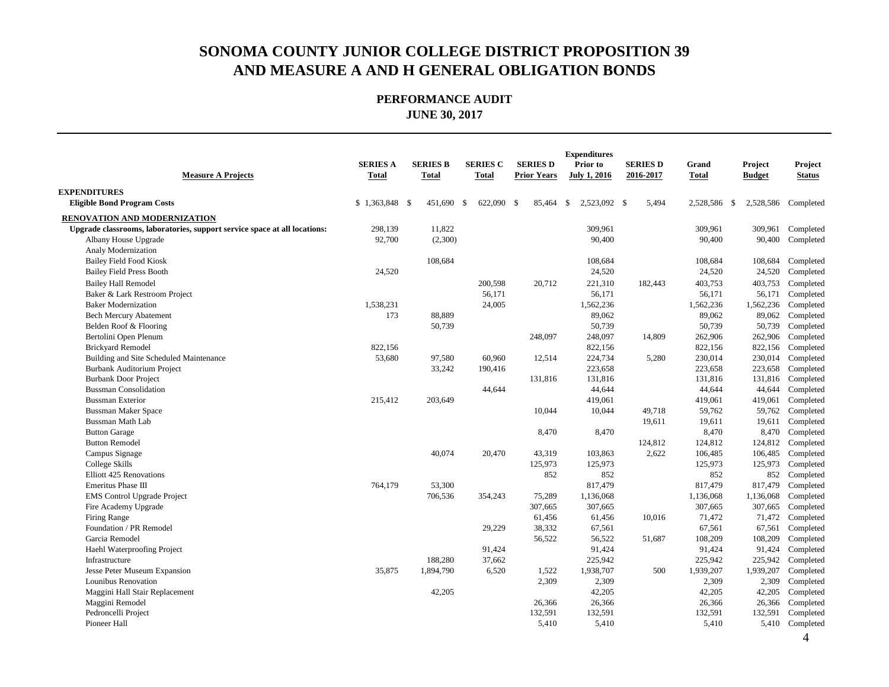# SONOMA COUNTY JUNIOR COLLEGE DISTRICT PROPOSITION 39 AND MEASURE A AND H GENERAL OBLIGATION BONDS

## PERFORMANCE AUDIT
### JUNE 30, 2017

| Measure A Projects | SERIES A Total | SERIES B Total | SERIES C Total | SERIES D Prior Years | Expenditures Prior to July 1, 2016 | SERIES D 2016-2017 | Grand Total | Project Budget | Project Status |
|---|---|---|---|---|---|---|---|---|---|
| **EXPENDITURES** | | | | | | | | | |
| **Eligible Bond Program Costs** | $ 1,363,848 | $ 451,690 | $ 622,090 | $ 85,464 | $ 2,523,092 | $ 5,494 | 2,528,586 | $ 2,528,586 | Completed |
| **RENOVATION AND MODERNIZATION** | | | | | | | | | |
| **Upgrade classrooms, laboratories, support service space at all locations:** | 298,139 | 11,822 | | | 309,961 | | 309,961 | 309,961 | Completed |
| Albany House Upgrade | 92,700 | (2,300) | | | 90,400 | | 90,400 | 90,400 | Completed |
| Analy Modernization | | | | | | | | | |
| Bailey Field Food Kiosk | | 108,684 | | | 108,684 | | 108,684 | 108,684 | Completed |
| Bailey Field Press Booth | 24,520 | | | | 24,520 | | 24,520 | 24,520 | Completed |
| Bailey Hall Remodel | | | 200,598 | 20,712 | 221,310 | 182,443 | 403,753 | 403,753 | Completed |
| Baker & Lark Restroom Project | | | 56,171 | | 56,171 | | 56,171 | 56,171 | Completed |
| Baker Modernization | 1,538,231 | | 24,005 | | 1,562,236 | | 1,562,236 | 1,562,236 | Completed |
| Bech Mercury Abatement | 173 | 88,889 | | | 89,062 | | 89,062 | 89,062 | Completed |
| Belden Roof & Flooring | | 50,739 | | | 50,739 | | 50,739 | 50,739 | Completed |
| Bertolini Open Plenum | | | | 248,097 | 248,097 | 14,809 | 262,906 | 262,906 | Completed |
| Brickyard Remodel | 822,156 | | | | 822,156 | | 822,156 | 822,156 | Completed |
| Building and Site Scheduled Maintenance | 53,680 | 97,580 | 60,960 | 12,514 | 224,734 | 5,280 | 230,014 | 230,014 | Completed |
| Burbank Auditorium Project | | 33,242 | 190,416 | | 223,658 | | 223,658 | 223,658 | Completed |
| Burbank Door Project | | | | 131,816 | 131,816 | | 131,816 | 131,816 | Completed |
| Bussman Consolidation | | | 44,644 | | 44,644 | | 44,644 | 44,644 | Completed |
| Bussman Exterior | 215,412 | 203,649 | | | 419,061 | | 419,061 | 419,061 | Completed |
| Bussman Maker Space | | | | 10,044 | 10,044 | 49,718 | 59,762 | 59,762 | Completed |
| Bussman Math Lab | | | | | | 19,611 | 19,611 | 19,611 | Completed |
| Button Garage | | | | 8,470 | 8,470 | | 8,470 | 8,470 | Completed |
| Button Remodel | | | | | | 124,812 | 124,812 | 124,812 | Completed |
| Campus Signage | | 40,074 | 20,470 | 43,319 | 103,863 | 2,622 | 106,485 | 106,485 | Completed |
| College Skills | | | | 125,973 | 125,973 | | 125,973 | 125,973 | Completed |
| Elliott 425 Renovations | | | | 852 | 852 | | 852 | 852 | Completed |
| Emeritus Phase III | 764,179 | 53,300 | | | 817,479 | | 817,479 | 817,479 | Completed |
| EMS Control Upgrade Project | | 706,536 | 354,243 | 75,289 | 1,136,068 | | 1,136,068 | 1,136,068 | Completed |
| Fire Academy Upgrade | | | | 307,665 | 307,665 | | 307,665 | 307,665 | Completed |
| Firing Range | | | | 61,456 | 61,456 | 10,016 | 71,472 | 71,472 | Completed |
| Foundation / PR Remodel | | | 29,229 | 38,332 | 67,561 | | 67,561 | 67,561 | Completed |
| Garcia Remodel | | | | 56,522 | 56,522 | 51,687 | 108,209 | 108,209 | Completed |
| Haehl Waterproofing Project | | | 91,424 | | 91,424 | | 91,424 | 91,424 | Completed |
| Infrastructure | | 188,280 | 37,662 | | 225,942 | | 225,942 | 225,942 | Completed |
| Jesse Peter Museum Expansion | 35,875 | 1,894,790 | 6,520 | 1,522 | 1,938,707 | 500 | 1,939,207 | 1,939,207 | Completed |
| Lounibus Renovation | | | | 2,309 | 2,309 | | 2,309 | 2,309 | Completed |
| Maggini Hall Stair Replacement | | 42,205 | | | 42,205 | | 42,205 | 42,205 | Completed |
| Maggini Remodel | | | | 26,366 | 26,366 | | 26,366 | 26,366 | Completed |
| Pedroncelli Project | | | | 132,591 | 132,591 | | 132,591 | 132,591 | Completed |
| Pioneer Hall | | | | 5,410 | 5,410 | | 5,410 | 5,410 | Completed |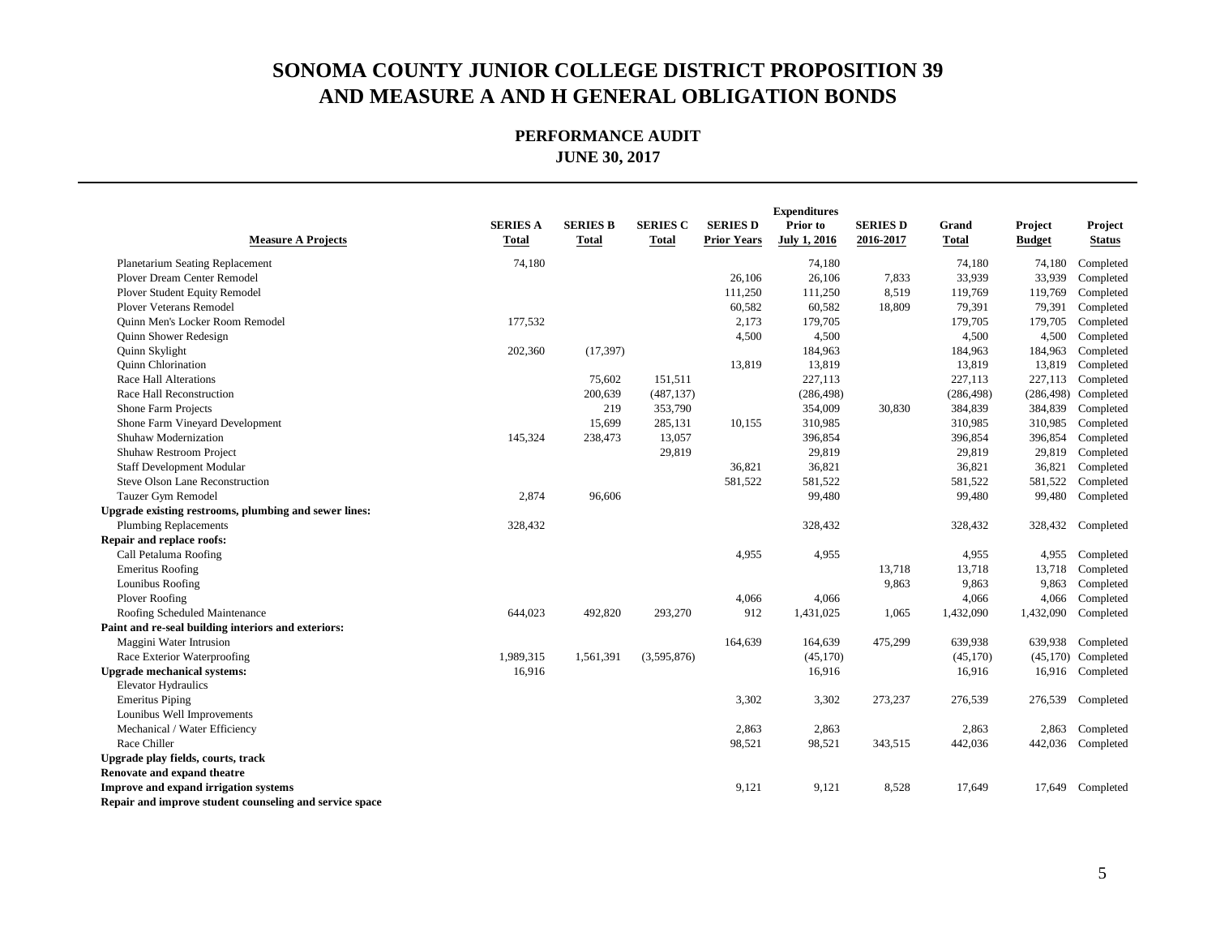# SONOMA COUNTY JUNIOR COLLEGE DISTRICT PROPOSITION 39 AND MEASURE A AND H GENERAL OBLIGATION BONDS

## PERFORMANCE AUDIT
### JUNE 30, 2017

| Measure A Projects | SERIES A Total | SERIES B Total | SERIES C Total | SERIES D Prior Years | Expenditures Prior to July 1, 2016 | SERIES D 2016-2017 | Grand Total | Project Budget | Project Status |
|---|---|---|---|---|---|---|---|---|---|
| Planetarium Seating Replacement | 74,180 | | | | 74,180 | | 74,180 | 74,180 | Completed |
| Plover Dream Center Remodel | | | | 26,106 | 26,106 | 7,833 | 33,939 | 33,939 | Completed |
| Plover Student Equity Remodel | | | | 111,250 | 111,250 | 8,519 | 119,769 | 119,769 | Completed |
| Plover Veterans Remodel | | | | 60,582 | 60,582 | 18,809 | 79,391 | 79,391 | Completed |
| Quinn Men's Locker Room Remodel | 177,532 | | | 2,173 | 179,705 | | 179,705 | 179,705 | Completed |
| Quinn Shower Redesign | | | | 4,500 | 4,500 | | 4,500 | 4,500 | Completed |
| Quinn Skylight | 202,360 | (17,397) | | | 184,963 | | 184,963 | 184,963 | Completed |
| Quinn Chlorination | | | | 13,819 | 13,819 | | 13,819 | 13,819 | Completed |
| Race Hall Alterations | | 75,602 | 151,511 | | 227,113 | | 227,113 | 227,113 | Completed |
| Race Hall Reconstruction | | 200,639 | (487,137) | | (286,498) | | (286,498) | (286,498) | Completed |
| Shone Farm Projects | | 219 | 353,790 | | 354,009 | 30,830 | 384,839 | 384,839 | Completed |
| Shone Farm Vineyard Development | | 15,699 | 285,131 | 10,155 | 310,985 | | 310,985 | 310,985 | Completed |
| Shuhaw Modernization | 145,324 | 238,473 | 13,057 | | 396,854 | | 396,854 | 396,854 | Completed |
| Shuhaw Restroom Project | | | 29,819 | | 29,819 | | 29,819 | 29,819 | Completed |
| Staff Development Modular | | | | 36,821 | 36,821 | | 36,821 | 36,821 | Completed |
| Steve Olson Lane Reconstruction | | | | 581,522 | 581,522 | | 581,522 | 581,522 | Completed |
| Tauzer Gym Remodel | 2,874 | 96,606 | | | 99,480 | | 99,480 | 99,480 | Completed |
| **Upgrade existing restrooms, plumbing and sewer lines:** | | | | | | | | | |
| Plumbing Replacements | 328,432 | | | | 328,432 | | 328,432 | 328,432 | Completed |
| **Repair and replace roofs:** | | | | | | | | | |
| Call Petaluma Roofing | | | | 4,955 | 4,955 | | 4,955 | 4,955 | Completed |
| Emeritus Roofing | | | | | | 13,718 | 13,718 | 13,718 | Completed |
| Lounibus Roofing | | | | | | 9,863 | 9,863 | 9,863 | Completed |
| Plover Roofing | | | | 4,066 | 4,066 | | 4,066 | 4,066 | Completed |
| Roofing Scheduled Maintenance | 644,023 | 492,820 | 293,270 | 912 | 1,431,025 | 1,065 | 1,432,090 | 1,432,090 | Completed |
| **Paint and re-seal building interiors and exteriors:** | | | | | | | | | |
| Maggini Water Intrusion | | | | 164,639 | 164,639 | 475,299 | 639,938 | 639,938 | Completed |
| Race Exterior Waterproofing | 1,989,315 | 1,561,391 | (3,595,876) | | (45,170) | | (45,170) | (45,170) | Completed |
| **Upgrade mechanical systems:** | 16,916 | | | | 16,916 | | 16,916 | 16,916 | Completed |
| Elevator Hydraulics | | | | | | | | | |
| Emeritus Piping | | | | 3,302 | 3,302 | 273,237 | 276,539 | 276,539 | Completed |
| Lounibus Well Improvements | | | | | | | | | |
| Mechanical / Water Efficiency | | | | 2,863 | 2,863 | | 2,863 | 2,863 | Completed |
| Race Chiller | | | | 98,521 | 98,521 | 343,515 | 442,036 | 442,036 | Completed |
| **Upgrade play fields, courts, track** | | | | | | | | | |
| **Renovate and expand theatre** | | | | | | | | | |
| **Improve and expand irrigation systems** | | | | 9,121 | 9,121 | 8,528 | 17,649 | 17,649 | Completed |
| **Repair and improve student counseling and service space** | | | | | | | | | |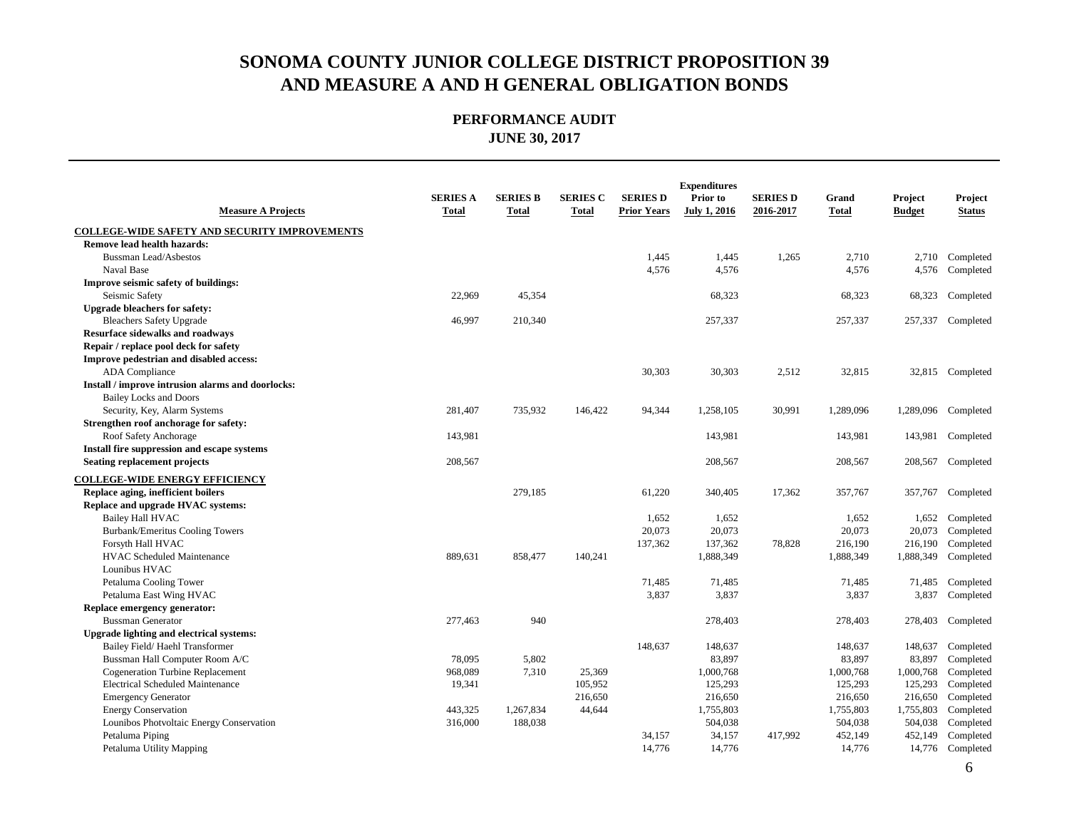# SONOMA COUNTY JUNIOR COLLEGE DISTRICT PROPOSITION 39 AND MEASURE A AND H GENERAL OBLIGATION BONDS

## PERFORMANCE AUDIT
### JUNE 30, 2017

| Measure A Projects | SERIES A Total | SERIES B Total | SERIES C Total | SERIES D Prior Years | Expenditures Prior to July 1, 2016 | SERIES D 2016-2017 | Grand Total | Project Budget | Project Status |
|---|---|---|---|---|---|---|---|---|---|
| **COLLEGE-WIDE SAFETY AND SECURITY IMPROVEMENTS** | | | | | | | | | |
| **Remove lead health hazards:** | | | | | | | | | |
| Bussman Lead/Asbestos | | | | 1,445 | 1,445 | 1,265 | 2,710 | 2,710 | Completed |
| Naval Base | | | | 4,576 | 4,576 | | 4,576 | 4,576 | Completed |
| **Improve seismic safety of buildings:** | | | | | | | | | |
| Seismic Safety | 22,969 | 45,354 | | | 68,323 | | 68,323 | 68,323 | Completed |
| **Upgrade bleachers for safety:** | | | | | | | | | |
| Bleachers Safety Upgrade | 46,997 | 210,340 | | | 257,337 | | 257,337 | 257,337 | Completed |
| **Resurface sidewalks and roadways** | | | | | | | | | |
| **Repair / replace pool deck for safety** | | | | | | | | | |
| **Improve pedestrian and disabled access:** | | | | | | | | | |
| ADA Compliance | | | | 30,303 | 30,303 | 2,512 | 32,815 | 32,815 | Completed |
| **Install / improve intrusion alarms and doorlocks:** | | | | | | | | | |
| Bailey Locks and Doors | | | | | | | | | |
| Security, Key, Alarm Systems | 281,407 | 735,932 | 146,422 | 94,344 | 1,258,105 | 30,991 | 1,289,096 | 1,289,096 | Completed |
| **Strengthen roof anchorage for safety:** | | | | | | | | | |
| Roof Safety Anchorage | 143,981 | | | | 143,981 | | 143,981 | 143,981 | Completed |
| **Install fire suppression and escape systems** | | | | | | | | | |
| **Seating replacement projects** | 208,567 | | | | 208,567 | | 208,567 | 208,567 | Completed |
| **COLLEGE-WIDE ENERGY EFFICIENCY** | | | | | | | | | |
| **Replace aging, inefficient boilers** | | 279,185 | | 61,220 | 340,405 | 17,362 | 357,767 | 357,767 | Completed |
| **Replace and upgrade HVAC systems:** | | | | | | | | | |
| Bailey Hall HVAC | | | | 1,652 | 1,652 | | 1,652 | 1,652 | Completed |
| Burbank/Emeritus Cooling Towers | | | | 20,073 | 20,073 | | 20,073 | 20,073 | Completed |
| Forsyth Hall HVAC | | | | 137,362 | 137,362 | 78,828 | 216,190 | 216,190 | Completed |
| HVAC Scheduled Maintenance | 889,631 | 858,477 | 140,241 | | 1,888,349 | | 1,888,349 | 1,888,349 | Completed |
| Lounibus HVAC | | | | | | | | | |
| Petaluma Cooling Tower | | | | 71,485 | 71,485 | | 71,485 | 71,485 | Completed |
| Petaluma East Wing HVAC | | | | 3,837 | 3,837 | | 3,837 | 3,837 | Completed |
| **Replace emergency generator:** | | | | | | | | | |
| Bussman Generator | 277,463 | 940 | | | 278,403 | | 278,403 | 278,403 | Completed |
| **Upgrade lighting and electrical systems:** | | | | | | | | | |
| Bailey Field/ Haehl Transformer | | | | 148,637 | 148,637 | | 148,637 | 148,637 | Completed |
| Bussman Hall Computer Room A/C | 78,095 | 5,802 | | | 83,897 | | 83,897 | 83,897 | Completed |
| Cogeneration Turbine Replacement | 968,089 | 7,310 | 25,369 | | 1,000,768 | | 1,000,768 | 1,000,768 | Completed |
| Electrical Scheduled Maintenance | 19,341 | | 105,952 | | 125,293 | | 125,293 | 125,293 | Completed |
| Emergency Generator | | | 216,650 | | 216,650 | | 216,650 | 216,650 | Completed |
| Energy Conservation | 443,325 | 1,267,834 | 44,644 | | 1,755,803 | | 1,755,803 | 1,755,803 | Completed |
| Lounibos Photvoltaic Energy Conservation | 316,000 | 188,038 | | | 504,038 | | 504,038 | 504,038 | Completed |
| Petaluma Piping | | | | 34,157 | 34,157 | 417,992 | 452,149 | 452,149 | Completed |
| Petaluma Utility Mapping | | | | 14,776 | 14,776 | | 14,776 | 14,776 | Completed |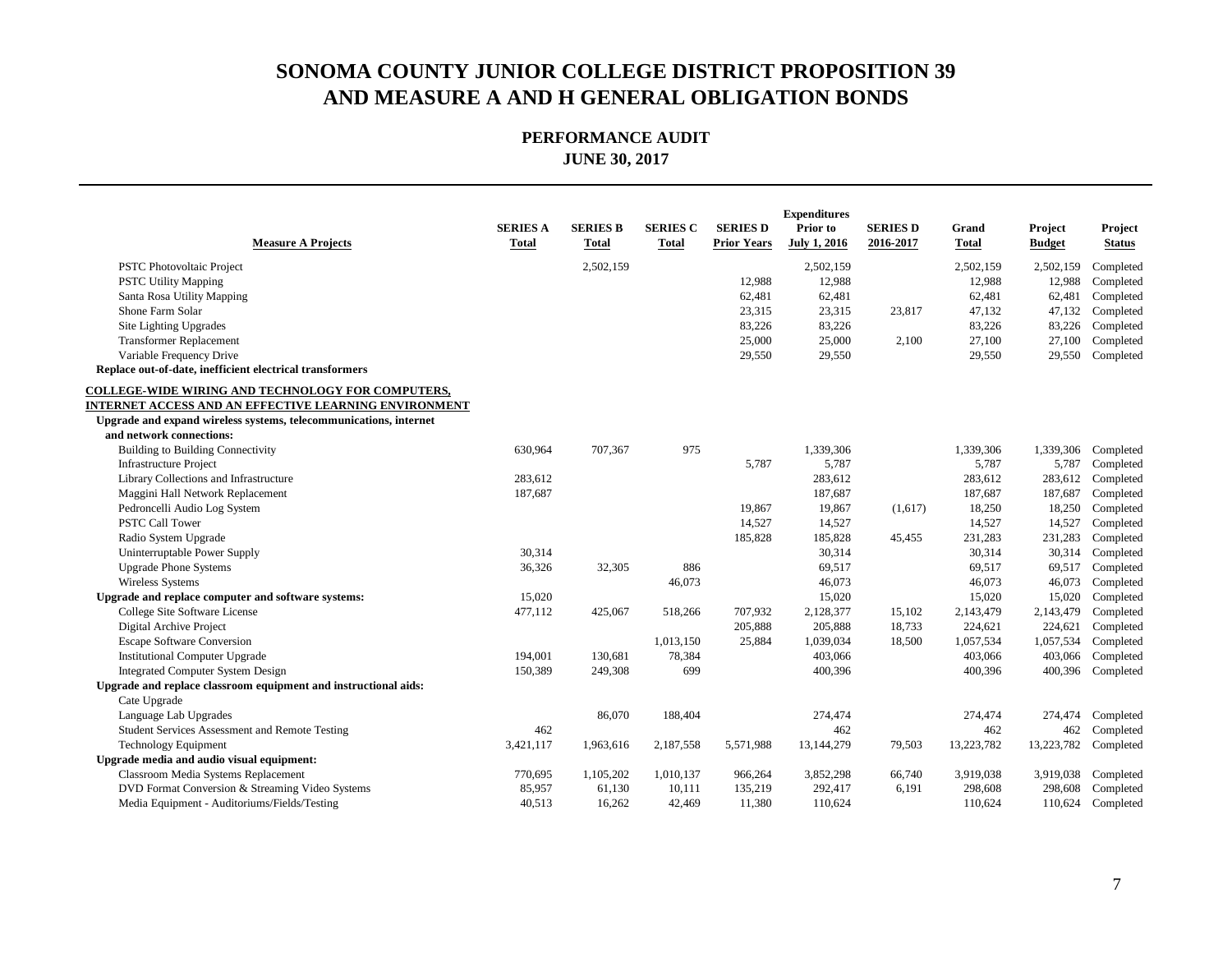# SONOMA COUNTY JUNIOR COLLEGE DISTRICT PROPOSITION 39 AND MEASURE A AND H GENERAL OBLIGATION BONDS

## PERFORMANCE AUDIT
### JUNE 30, 2017

| Measure A Projects | SERIES A Total | SERIES B Total | SERIES C Total | SERIES D Prior Years | Expenditures Prior to July 1, 2016 | SERIES D 2016-2017 | Grand Total | Project Budget | Project Status |
|---|---|---|---|---|---|---|---|---|---|
| PSTC Photovoltaic Project | | 2,502,159 | | | 2,502,159 | | 2,502,159 | 2,502,159 | Completed |
| PSTC Utility Mapping | | | | 12,988 | 12,988 | | 12,988 | 12,988 | Completed |
| Santa Rosa Utility Mapping | | | | 62,481 | 62,481 | | 62,481 | 62,481 | Completed |
| Shone Farm Solar | | | | 23,315 | 23,315 | 23,817 | 47,132 | 47,132 | Completed |
| Site Lighting Upgrades | | | | 83,226 | 83,226 | | 83,226 | 83,226 | Completed |
| Transformer Replacement | | | | 25,000 | 25,000 | 2,100 | 27,100 | 27,100 | Completed |
| Variable Frequency Drive | | | | 29,550 | 29,550 | | 29,550 | 29,550 | Completed |
| **Replace out-of-date, inefficient electrical transformers** | | | | | | | | | |
| **COLLEGE-WIDE WIRING AND TECHNOLOGY FOR COMPUTERS, INTERNET ACCESS AND AN EFFECTIVE LEARNING ENVIRONMENT** | | | | | | | | | |
| **Upgrade and expand wireless systems, telecommunications, internet and network connections:** | | | | | | | | | |
| Building to Building Connectivity | 630,964 | 707,367 | 975 | | 1,339,306 | | 1,339,306 | 1,339,306 | Completed |
| Infrastructure Project | | | | 5,787 | 5,787 | | 5,787 | 5,787 | Completed |
| Library Collections and Infrastructure | 283,612 | | | | 283,612 | | 283,612 | 283,612 | Completed |
| Maggini Hall Network Replacement | 187,687 | | | | 187,687 | | 187,687 | 187,687 | Completed |
| Pedroncelli Audio Log System | | | | 19,867 | 19,867 | (1,617) | 18,250 | 18,250 | Completed |
| PSTC Call Tower | | | | 14,527 | 14,527 | | 14,527 | 14,527 | Completed |
| Radio System Upgrade | | | | 185,828 | 185,828 | 45,455 | 231,283 | 231,283 | Completed |
| Uninterruptable Power Supply | 30,314 | | | | 30,314 | | 30,314 | 30,314 | Completed |
| Upgrade Phone Systems | 36,326 | 32,305 | 886 | | 69,517 | | 69,517 | 69,517 | Completed |
| Wireless Systems | | | 46,073 | | 46,073 | | 46,073 | 46,073 | Completed |
| **Upgrade and replace computer and software systems:** | 15,020 | | | | 15,020 | | 15,020 | 15,020 | Completed |
| College Site Software License | 477,112 | 425,067 | 518,266 | 707,932 | 2,128,377 | 15,102 | 2,143,479 | 2,143,479 | Completed |
| Digital Archive Project | | | | 205,888 | 205,888 | 18,733 | 224,621 | 224,621 | Completed |
| Escape Software Conversion | | | 1,013,150 | 25,884 | 1,039,034 | 18,500 | 1,057,534 | 1,057,534 | Completed |
| Institutional Computer Upgrade | 194,001 | 130,681 | 78,384 | | 403,066 | | 403,066 | 403,066 | Completed |
| Integrated Computer System Design | 150,389 | 249,308 | 699 | | 400,396 | | 400,396 | 400,396 | Completed |
| **Upgrade and replace classroom equipment and instructional aids:** | | | | | | | | | |
| Cate Upgrade | | | | | | | | | |
| Language Lab Upgrades | | 86,070 | 188,404 | | 274,474 | | 274,474 | 274,474 | Completed |
| Student Services Assessment and Remote Testing | 462 | | | | 462 | | 462 | 462 | Completed |
| Technology Equipment | 3,421,117 | 1,963,616 | 2,187,558 | 5,571,988 | 13,144,279 | 79,503 | 13,223,782 | 13,223,782 | Completed |
| **Upgrade media and audio visual equipment:** | | | | | | | | | |
| Classroom Media Systems Replacement | 770,695 | 1,105,202 | 1,010,137 | 966,264 | 3,852,298 | 66,740 | 3,919,038 | 3,919,038 | Completed |
| DVD Format Conversion & Streaming Video Systems | 85,957 | 61,130 | 10,111 | 135,219 | 292,417 | 6,191 | 298,608 | 298,608 | Completed |
| Media Equipment - Auditoriums/Fields/Testing | 40,513 | 16,262 | 42,469 | 11,380 | 110,624 | | 110,624 | 110,624 | Completed |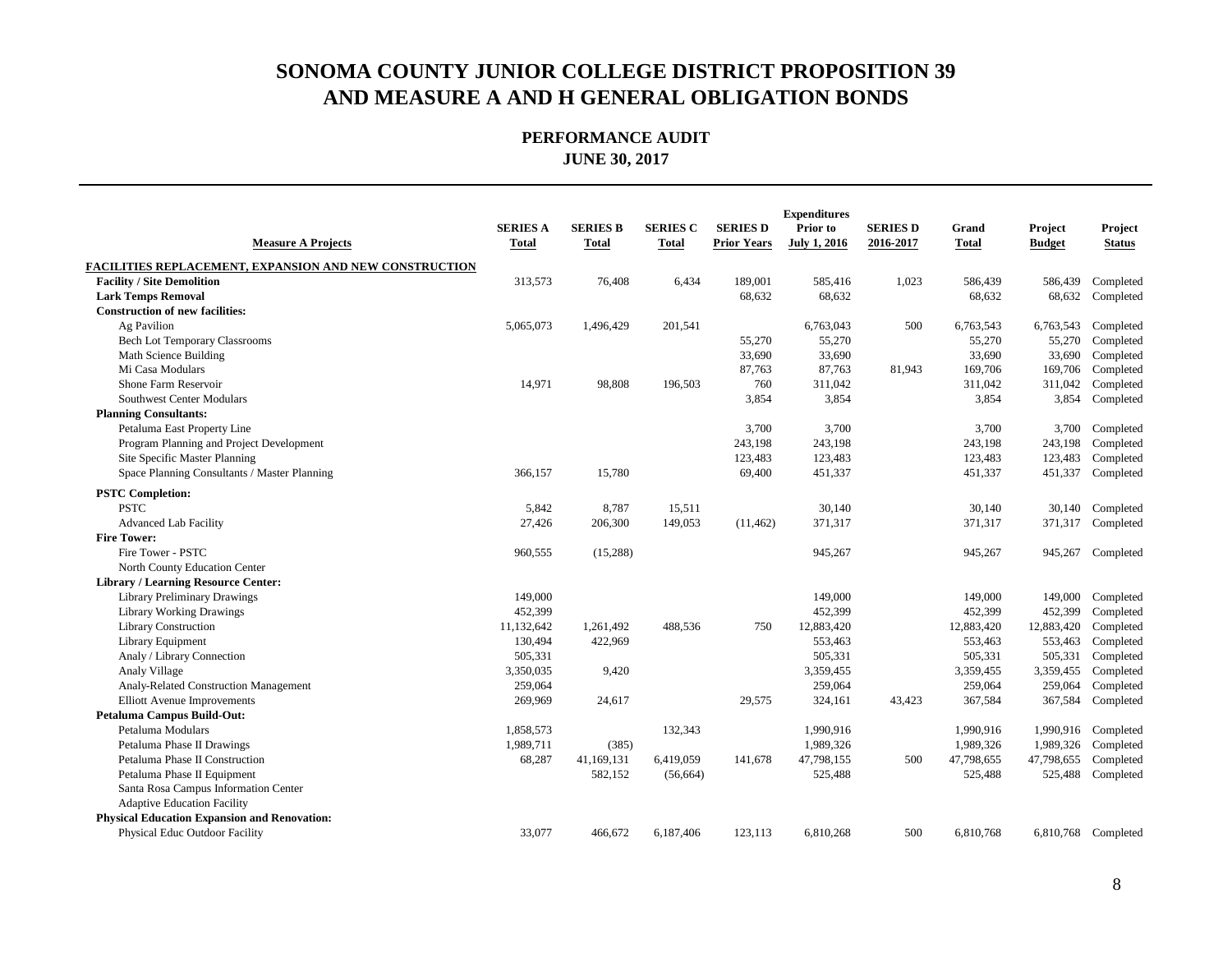# SONOMA COUNTY JUNIOR COLLEGE DISTRICT PROPOSITION 39 AND MEASURE A AND H GENERAL OBLIGATION BONDS

## PERFORMANCE AUDIT
### JUNE 30, 2017

| Measure A Projects | SERIES A Total | SERIES B Total | SERIES C Total | SERIES D Prior Years | Expenditures Prior to July 1, 2016 | SERIES D 2016-2017 | Grand Total | Project Budget | Project Status |
|---|---|---|---|---|---|---|---|---|---|
| **FACILITIES REPLACEMENT, EXPANSION AND NEW CONSTRUCTION** | | | | | | | | | |
| **Facility / Site Demolition** | 313,573 | 76,408 | 6,434 | 189,001 | 585,416 | 1,023 | 586,439 | 586,439 | Completed |
| **Lark Temps Removal** | | | | 68,632 | 68,632 | | 68,632 | 68,632 | Completed |
| **Construction of new facilities:** | | | | | | | | | |
| Ag Pavilion | 5,065,073 | 1,496,429 | 201,541 | | 6,763,043 | 500 | 6,763,543 | 6,763,543 | Completed |
| Bech Lot Temporary Classrooms | | | | 55,270 | 55,270 | | 55,270 | 55,270 | Completed |
| Math Science Building | | | | 33,690 | 33,690 | | 33,690 | 33,690 | Completed |
| Mi Casa Modulars | | | | 87,763 | 87,763 | 81,943 | 169,706 | 169,706 | Completed |
| Shone Farm Reservoir | 14,971 | 98,808 | 196,503 | 760 | 311,042 | | 311,042 | 311,042 | Completed |
| Southwest Center Modulars | | | | 3,854 | 3,854 | | 3,854 | 3,854 | Completed |
| **Planning Consultants:** | | | | | | | | | |
| Petaluma East Property Line | | | | 3,700 | 3,700 | | 3,700 | 3,700 | Completed |
| Program Planning and Project Development | | | | 243,198 | 243,198 | | 243,198 | 243,198 | Completed |
| Site Specific Master Planning | | | | 123,483 | 123,483 | | 123,483 | 123,483 | Completed |
| Space Planning Consultants / Master Planning | 366,157 | 15,780 | | 69,400 | 451,337 | | 451,337 | 451,337 | Completed |
| **PSTC Completion:** | | | | | | | | | |
| PSTC | 5,842 | 8,787 | 15,511 | | 30,140 | | 30,140 | 30,140 | Completed |
| Advanced Lab Facility | 27,426 | 206,300 | 149,053 | (11,462) | 371,317 | | 371,317 | 371,317 | Completed |
| **Fire Tower:** | | | | | | | | | |
| Fire Tower - PSTC | 960,555 | (15,288) | | | 945,267 | | 945,267 | 945,267 | Completed |
| North County Education Center | | | | | | | | | |
| **Library / Learning Resource Center:** | | | | | | | | | |
| Library Preliminary Drawings | 149,000 | | | | 149,000 | | 149,000 | 149,000 | Completed |
| Library Working Drawings | 452,399 | | | | 452,399 | | 452,399 | 452,399 | Completed |
| Library Construction | 11,132,642 | 1,261,492 | 488,536 | 750 | 12,883,420 | | 12,883,420 | 12,883,420 | Completed |
| Library Equipment | 130,494 | 422,969 | | | 553,463 | | 553,463 | 553,463 | Completed |
| Analy / Library Connection | 505,331 | | | | 505,331 | | 505,331 | 505,331 | Completed |
| Analy Village | 3,350,035 | 9,420 | | | 3,359,455 | | 3,359,455 | 3,359,455 | Completed |
| Analy-Related Construction Management | 259,064 | | | | 259,064 | | 259,064 | 259,064 | Completed |
| Elliott Avenue Improvements | 269,969 | 24,617 | | 29,575 | 324,161 | 43,423 | 367,584 | 367,584 | Completed |
| **Petaluma Campus Build-Out:** | | | | | | | | | |
| Petaluma Modulars | 1,858,573 | | 132,343 | | 1,990,916 | | 1,990,916 | 1,990,916 | Completed |
| Petaluma Phase II Drawings | 1,989,711 | (385) | | | 1,989,326 | | 1,989,326 | 1,989,326 | Completed |
| Petaluma Phase II Construction | 68,287 | 41,169,131 | 6,419,059 | 141,678 | 47,798,155 | 500 | 47,798,655 | 47,798,655 | Completed |
| Petaluma Phase II Equipment | | 582,152 | (56,664) | | 525,488 | | 525,488 | 525,488 | Completed |
| Santa Rosa Campus Information Center | | | | | | | | | |
| Adaptive Education Facility | | | | | | | | | |
| **Physical Education Expansion and Renovation:** | | | | | | | | | |
| Physical Educ Outdoor Facility | 33,077 | 466,672 | 6,187,406 | 123,113 | 6,810,268 | 500 | 6,810,768 | 6,810,768 | Completed |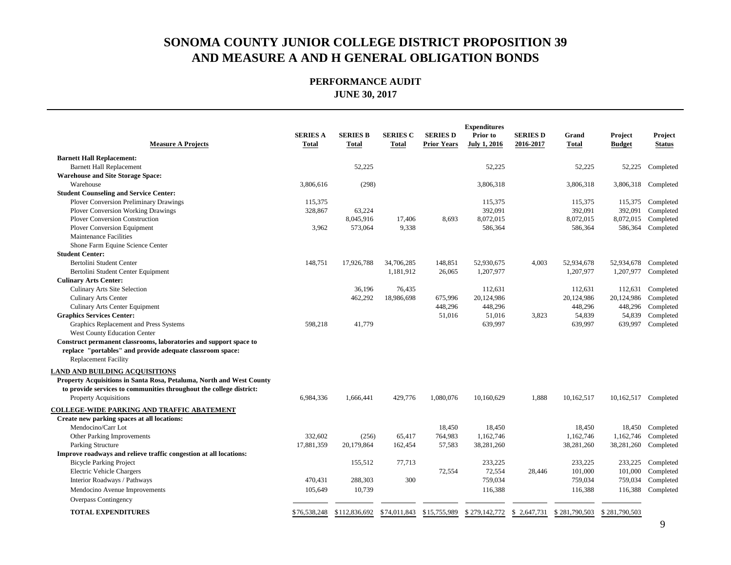# SONOMA COUNTY JUNIOR COLLEGE DISTRICT PROPOSITION 39 AND MEASURE A AND H GENERAL OBLIGATION BONDS

## PERFORMANCE AUDIT
### JUNE 30, 2017

| Measure A Projects | SERIES A Total | SERIES B Total | SERIES C Total | SERIES D Prior Years | Expenditures Prior to July 1, 2016 | SERIES D 2016-2017 | Grand Total | Project Budget | Project Status |
|---|---|---|---|---|---|---|---|---|---|
| **Barnett Hall Replacement:** | | | | | | | | | |
| Barnett Hall Replacement | | 52,225 | | | 52,225 | | 52,225 | 52,225 | Completed |
| **Warehouse and Site Storage Space:** | | | | | | | | | |
| Warehouse | 3,806,616 | (298) | | | 3,806,318 | | 3,806,318 | 3,806,318 | Completed |
| **Student Counseling and Service Center:** | | | | | | | | | |
| Plover Conversion Preliminary Drawings | 115,375 | | | | 115,375 | | 115,375 | 115,375 | Completed |
| Plover Conversion Working Drawings | 328,867 | 63,224 | | | 392,091 | | 392,091 | 392,091 | Completed |
| Plover Conversion Construction | | 8,045,916 | 17,406 | 8,693 | 8,072,015 | | 8,072,015 | 8,072,015 | Completed |
| Plover Conversion Equipment | 3,962 | 573,064 | 9,338 | | 586,364 | | 586,364 | 586,364 | Completed |
| Maintenance Facilities | | | | | | | | | |
| Shone Farm Equine Science Center | | | | | | | | | |
| **Student Center:** | | | | | | | | | |
| Bertolini Student Center | 148,751 | 17,926,788 | 34,706,285 | 148,851 | 52,930,675 | 4,003 | 52,934,678 | 52,934,678 | Completed |
| Bertolini Student Center Equipment | | | 1,181,912 | 26,065 | 1,207,977 | | 1,207,977 | 1,207,977 | Completed |
| **Culinary Arts Center:** | | | | | | | | | |
| Culinary Arts Site Selection | | 36,196 | 76,435 | | 112,631 | | 112,631 | 112,631 | Completed |
| Culinary Arts Center | | 462,292 | 18,986,698 | 675,996 | 20,124,986 | | 20,124,986 | 20,124,986 | Completed |
| Culinary Arts Center Equipment | | | | 448,296 | 448,296 | | 448,296 | 448,296 | Completed |
| **Graphics Services Center:** | | | | 51,016 | 51,016 | 3,823 | 54,839 | 54,839 | Completed |
| Graphics Replacement and Press Systems | 598,218 | 41,779 | | | 639,997 | | 639,997 | 639,997 | Completed |
| West County Education Center | | | | | | | | | |
| **Construct permanent classrooms, laboratories and support space to replace "portables" and provide adequate classroom space:** | | | | | | | | | |
| Replacement Facility | | | | | | | | | |
| **LAND AND BUILDING ACQUISITIONS** | | | | | | | | | |
| **Property Acquisitions in Santa Rosa, Petaluma, North and West County to provide services to communities throughout the college district:** | | | | | | | | | |
| Property Acquisitions | 6,984,336 | 1,666,441 | 429,776 | 1,080,076 | 10,160,629 | 1,888 | 10,162,517 | 10,162,517 | Completed |
| **COLLEGE-WIDE PARKING AND TRAFFIC ABATEMENT** | | | | | | | | | |
| **Create new parking spaces at all locations:** | | | | | | | | | |
| Mendocino/Carr Lot | | | | 18,450 | 18,450 | | 18,450 | 18,450 | Completed |
| Other Parking Improvements | 332,602 | (256) | 65,417 | 764,983 | 1,162,746 | | 1,162,746 | 1,162,746 | Completed |
| Parking Structure | 17,881,359 | 20,179,864 | 162,454 | 57,583 | 38,281,260 | | 38,281,260 | 38,281,260 | Completed |
| **Improve roadways and relieve traffic congestion at all locations:** | | | | | | | | | |
| Bicycle Parking Project | | 155,512 | 77,713 | | 233,225 | | 233,225 | 233,225 | Completed |
| Electric Vehicle Chargers | | | | 72,554 | 72,554 | 28,446 | 101,000 | 101,000 | Completed |
| Interior Roadways / Pathways | 470,431 | 288,303 | 300 | | 759,034 | | 759,034 | 759,034 | Completed |
| Mendocino Avenue Improvements | 105,649 | 10,739 | | | 116,388 | | 116,388 | 116,388 | Completed |
| Overpass Contingency | | | | | | | | | |
| **TOTAL EXPENDITURES** | $76,538,248 | $112,836,692 | $74,011,843 | $15,755,989 | $279,142,772 | $ 2,647,731 | $281,790,503 | $281,790,503 | |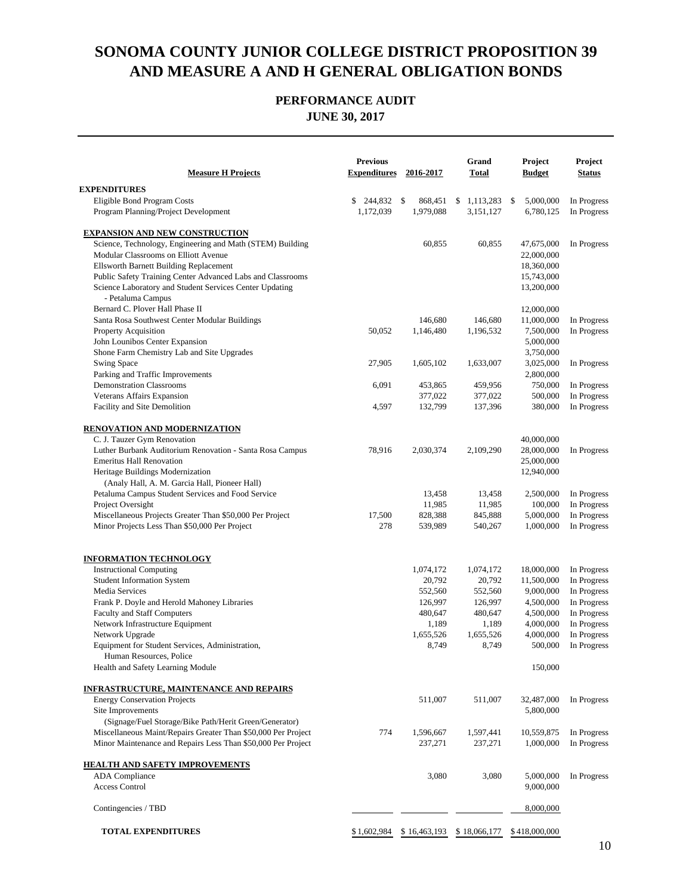# SONOMA COUNTY JUNIOR COLLEGE DISTRICT PROPOSITION 39 AND MEASURE A AND H GENERAL OBLIGATION BONDS

## PERFORMANCE AUDIT
## JUNE 30, 2017

| Measure H Projects | Previous Expenditures | 2016-2017 | Grand Total | Project Budget | Project Status |
|---|---|---|---|---|---|
| **EXPENDITURES** | | | | | |
| Eligible Bond Program Costs | $ 244,832 | $ 868,451 | $ 1,113,283 | $ 5,000,000 | In Progress |
| Program Planning/Project Development | 1,172,039 | 1,979,088 | 3,151,127 | 6,780,125 | In Progress |
| **EXPANSION AND NEW CONSTRUCTION** | | | | | |
| Science, Technology, Engineering and Math (STEM) Building | | 60,855 | 60,855 | 47,675,000 | In Progress |
| Modular Classrooms on Elliott Avenue | | | | 22,000,000 | |
| Ellsworth Barnett Building Replacement | | | | 18,360,000 | |
| Public Safety Training Center Advanced Labs and Classrooms | | | | 15,743,000 | |
| Science Laboratory and Student Services Center Updating - Petaluma Campus | | | | 13,200,000 | |
| Bernard C. Plover Hall Phase II | | | | 12,000,000 | |
| Santa Rosa Southwest Center Modular Buildings | | 146,680 | 146,680 | 11,000,000 | In Progress |
| Property Acquisition | 50,052 | 1,146,480 | 1,196,532 | 7,500,000 | In Progress |
| John Lounibos Center Expansion | | | | 5,000,000 | |
| Shone Farm Chemistry Lab and Site Upgrades | | | | 3,750,000 | |
| Swing Space | 27,905 | 1,605,102 | 1,633,007 | 3,025,000 | In Progress |
| Parking and Traffic Improvements | | | | 2,800,000 | |
| Demonstration Classrooms | 6,091 | 453,865 | 459,956 | 750,000 | In Progress |
| Veterans Affairs Expansion | | 377,022 | 377,022 | 500,000 | In Progress |
| Facility and Site Demolition | 4,597 | 132,799 | 137,396 | 380,000 | In Progress |
| **RENOVATION AND MODERNIZATION** | | | | | |
| C. J. Tauzer Gym Renovation | | | | 40,000,000 | |
| Luther Burbank Auditorium Renovation - Santa Rosa Campus | 78,916 | 2,030,374 | 2,109,290 | 28,000,000 | In Progress |
| Emeritus Hall Renovation | | | | 25,000,000 | |
| Heritage Buildings Modernization (Analy Hall, A. M. Garcia Hall, Pioneer Hall) | | | | 12,940,000 | |
| Petaluma Campus Student Services and Food Service | | 13,458 | 13,458 | 2,500,000 | In Progress |
| Project Oversight | | 11,985 | 11,985 | 100,000 | In Progress |
| Miscellaneous Projects Greater Than $50,000 Per Project | 17,500 | 828,388 | 845,888 | 5,000,000 | In Progress |
| Minor Projects Less Than $50,000 Per Project | 278 | 539,989 | 540,267 | 1,000,000 | In Progress |
| **INFORMATION TECHNOLOGY** | | | | | |
| Instructional Computing | | 1,074,172 | 1,074,172 | 18,000,000 | In Progress |
| Student Information System | | 20,792 | 20,792 | 11,500,000 | In Progress |
| Media Services | | 552,560 | 552,560 | 9,000,000 | In Progress |
| Frank P. Doyle and Herold Mahoney Libraries | | 126,997 | 126,997 | 4,500,000 | In Progress |
| Faculty and Staff Computers | | 480,647 | 480,647 | 4,500,000 | In Progress |
| Network Infrastructure Equipment | | 1,189 | 1,189 | 4,000,000 | In Progress |
| Network Upgrade | | 1,655,526 | 1,655,526 | 4,000,000 | In Progress |
| Equipment for Student Services, Administration, Human Resources, Police | | 8,749 | 8,749 | 500,000 | In Progress |
| Health and Safety Learning Module | | | | 150,000 | |
| **INFRASTRUCTURE, MAINTENANCE AND REPAIRS** | | | | | |
| Energy Conservation Projects | | 511,007 | 511,007 | 32,487,000 | In Progress |
| Site Improvements (Signage/Fuel Storage/Bike Path/Herit Green/Generator) | | | | 5,800,000 | |
| Miscellaneous Maint/Repairs Greater Than $50,000 Per Project | 774 | 1,596,667 | 1,597,441 | 10,559,875 | In Progress |
| Minor Maintenance and Repairs Less Than $50,000 Per Project | | 237,271 | 237,271 | 1,000,000 | In Progress |
| **HEALTH AND SAFETY IMPROVEMENTS** | | | | | |
| ADA Compliance | | 3,080 | 3,080 | 5,000,000 | In Progress |
| Access Control | | | | 9,000,000 | |
| Contingencies / TBD | | | | 8,000,000 | |
| **TOTAL EXPENDITURES** | $ 1,602,984 | $ 16,463,193 | $ 18,066,177 | $ 418,000,000 | |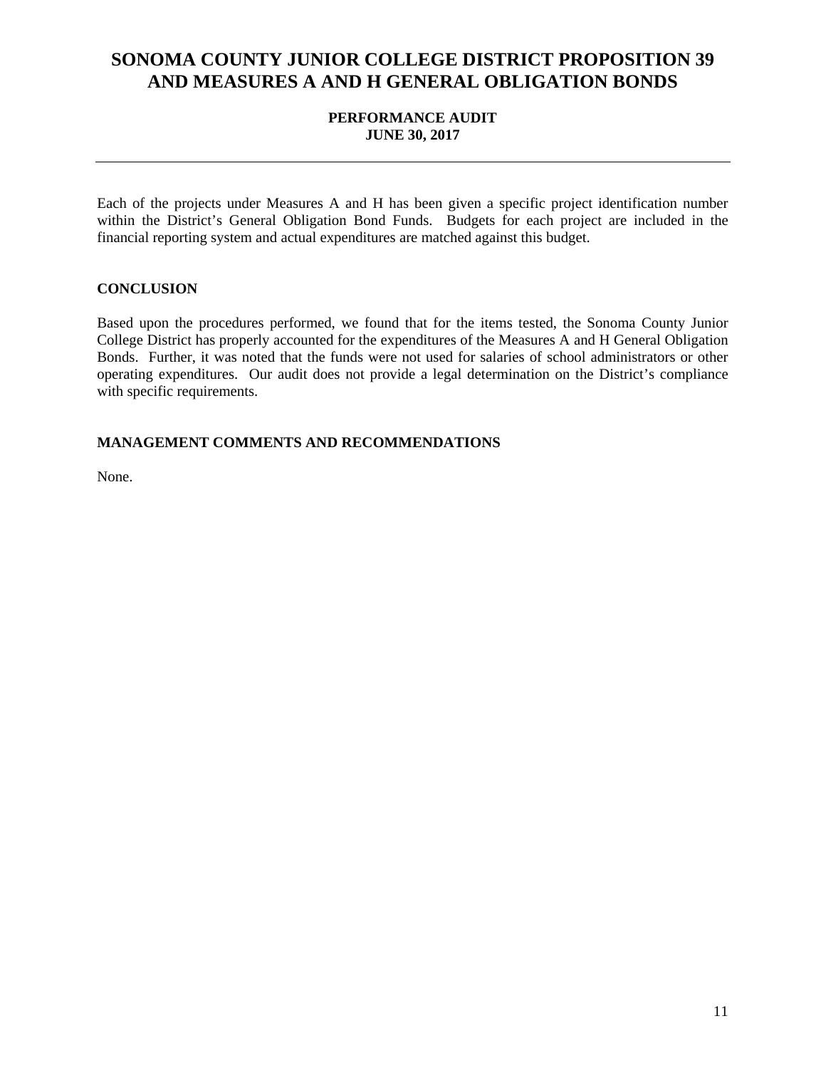Each of the projects under Measures A and H has been given a specific project identification number within the District's General Obligation Bond Funds. Budgets for each project are included in the financial reporting system and actual expenditures are matched against this budget.

## CONCLUSION

Based upon the procedures performed, we found that for the items tested, the Sonoma County Junior College District has properly accounted for the expenditures of the Measures A and H General Obligation Bonds. Further, it was noted that the funds were not used for salaries of school administrators or other operating expenditures. Our audit does not provide a legal determination on the District's compliance with specific requirements.

## MANAGEMENT COMMENTS AND RECOMMENDATIONS

None.